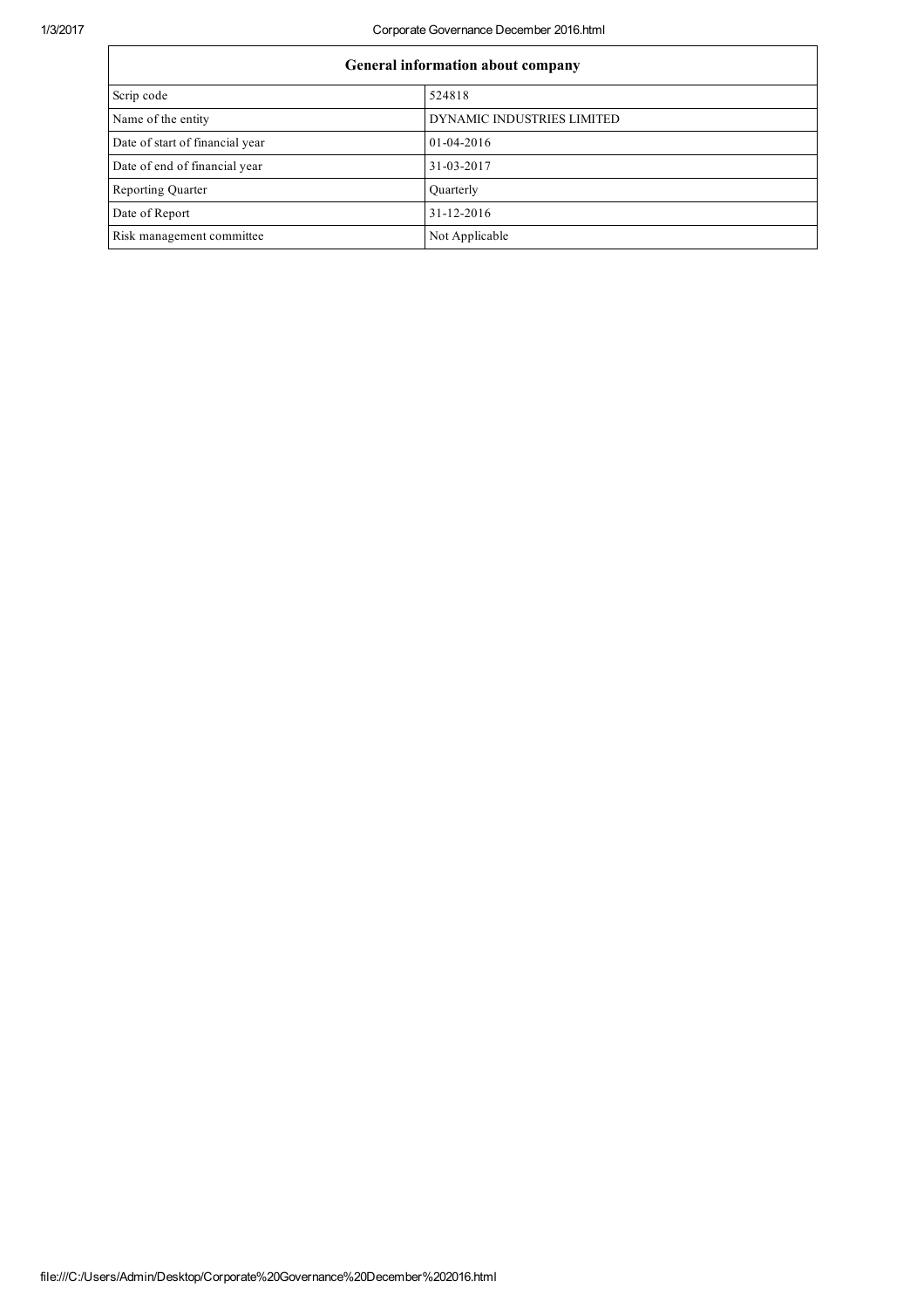| General information about company | |
|---|---|
| Scrip code | 524818 |
| Name of the entity | DYNAMIC INDUSTRIES LIMITED |
| Date of start of financial year | 01-04-2016 |
| Date of end of financial year | 31-03-2017 |
| Reporting Quarter | Quarterly |
| Date of Report | 31-12-2016 |
| Risk management committee | Not Applicable |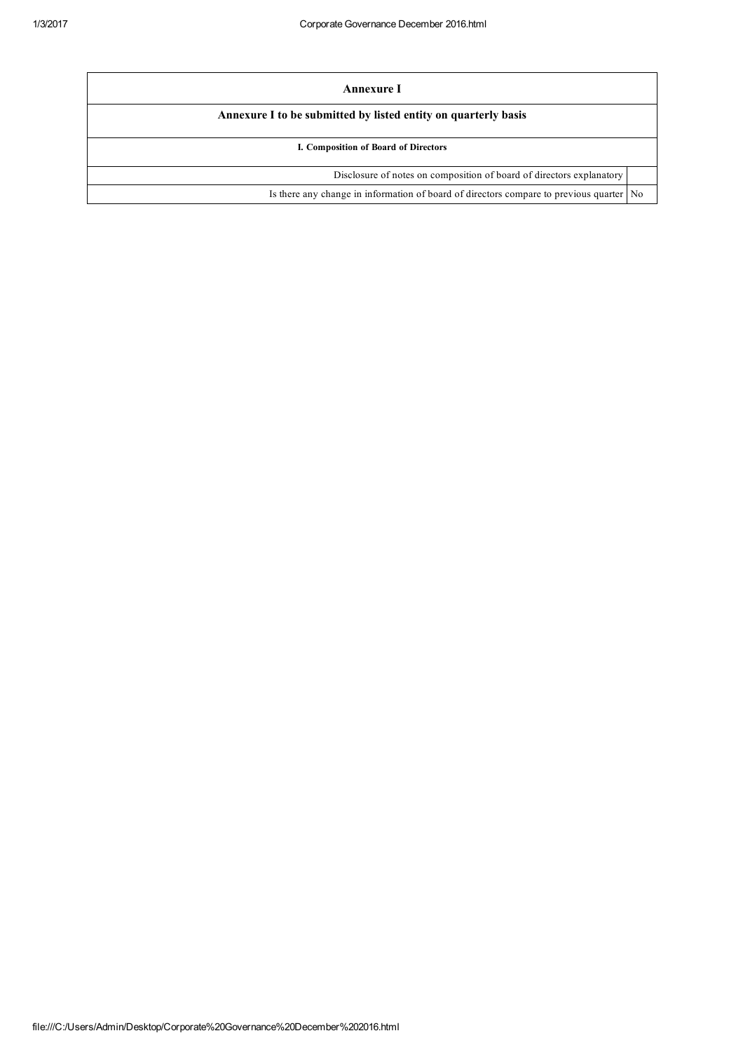| Annexure I | |
|---|---|
| **Annexure I to be submitted by listed entity on quarterly basis** | |
| **I. Composition of Board of Directors** | |
| Disclosure of notes on composition of board of directors explanatory | |
| Is there any change in information of board of directors compare to previous quarter | No |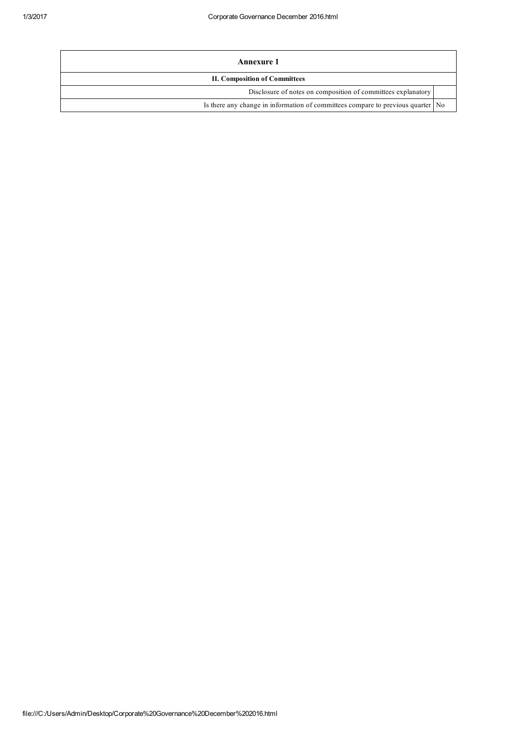| Annexure 1 | |
|---|---|
| **II. Composition of Committees** | |
| Disclosure of notes on composition of committees explanatory | |
| Is there any change in information of committees compare to previous quarter | No |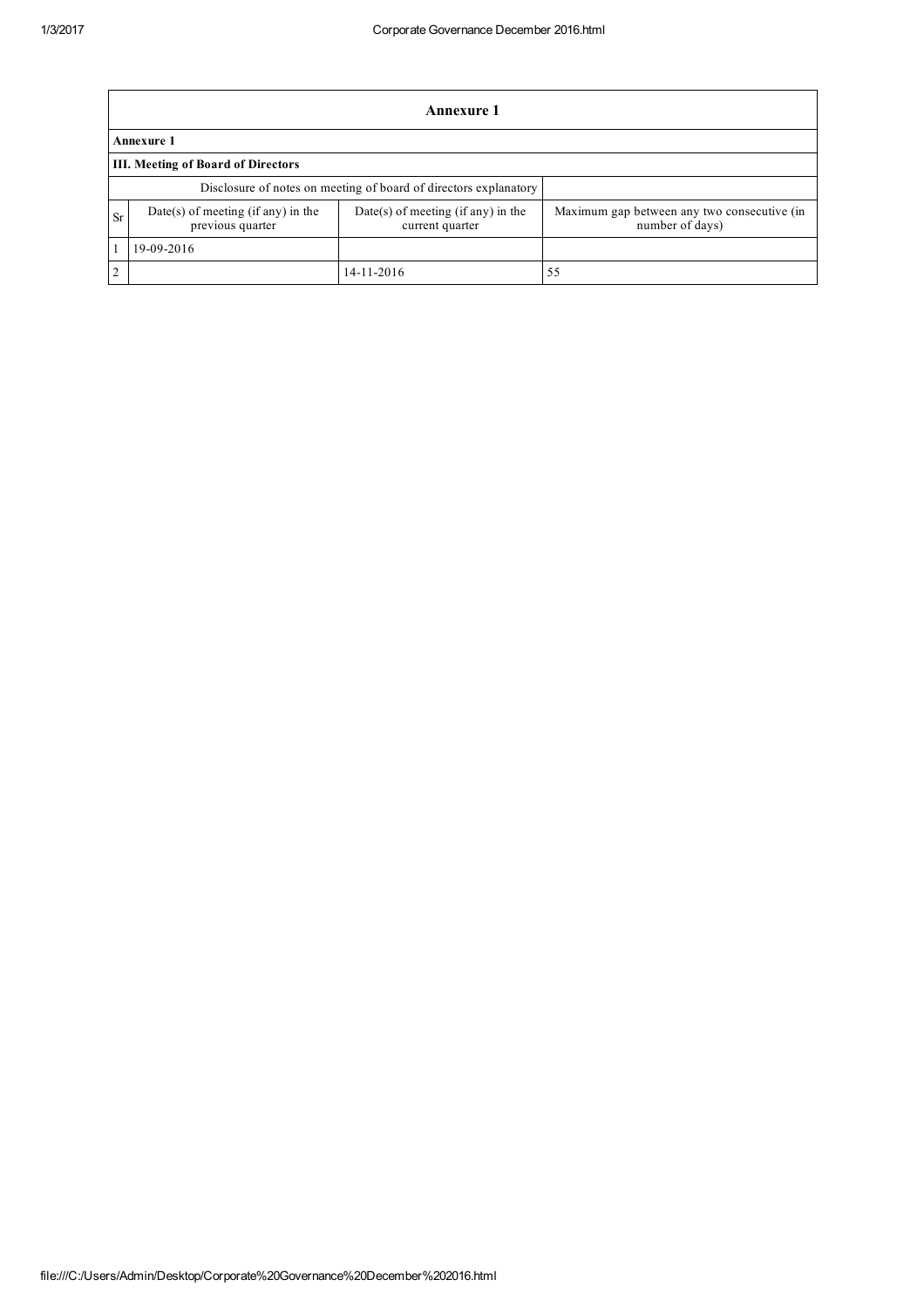| Annexure 1 | | | |
|---|---|---|---|
| **Annexure 1** | | | |
| **III. Meeting of Board of Directors** | | | |
| Disclosure of notes on meeting of board of directors explanatory | | | |
| Sr | Date(s) of meeting (if any) in the previous quarter | Date(s) of meeting (if any) in the current quarter | Maximum gap between any two consecutive (in number of days) |
| 1 | 19-09-2016 | | |
| 2 | | 14-11-2016 | 55 |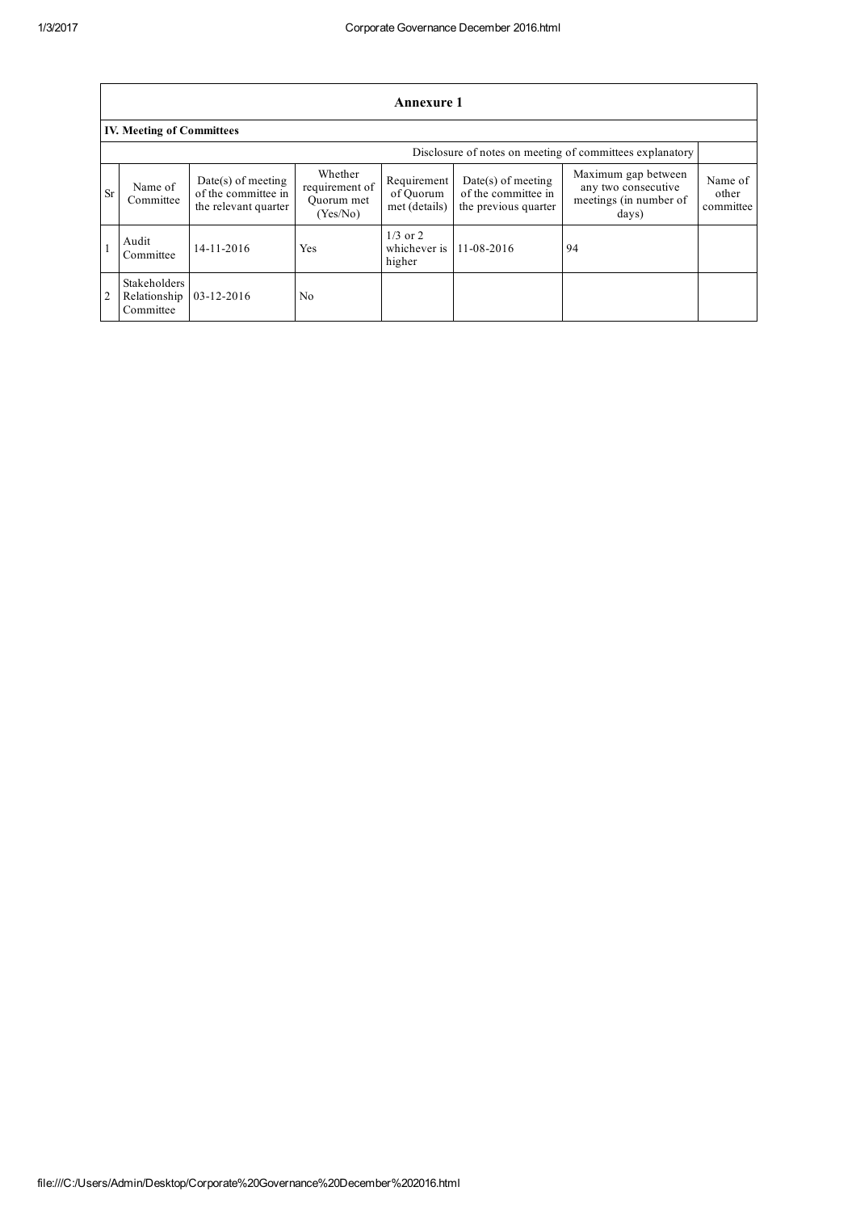| Annexure 1 | | | | | | | |
|---|---|---|---|---|---|---|---|
| **IV. Meeting of Committees** | | | | | | | |
| Disclosure of notes on meeting of committees explanatory | | | | | | | |
| Sr | Name of Committee | Date(s) of meeting of the committee in the relevant quarter | Whether requirement of Quorum met (Yes/No) | Requirement of Quorum met (details) | Date(s) of meeting of the committee in the previous quarter | Maximum gap between any two consecutive meetings (in number of days) | Name of other committee |
| 1 | Audit Committee | 14-11-2016 | Yes | 1/3 or 2 whichever is higher | 11-08-2016 | 94 | |
| 2 | Stakeholders Relationship Committee | 03-12-2016 | No | | | | |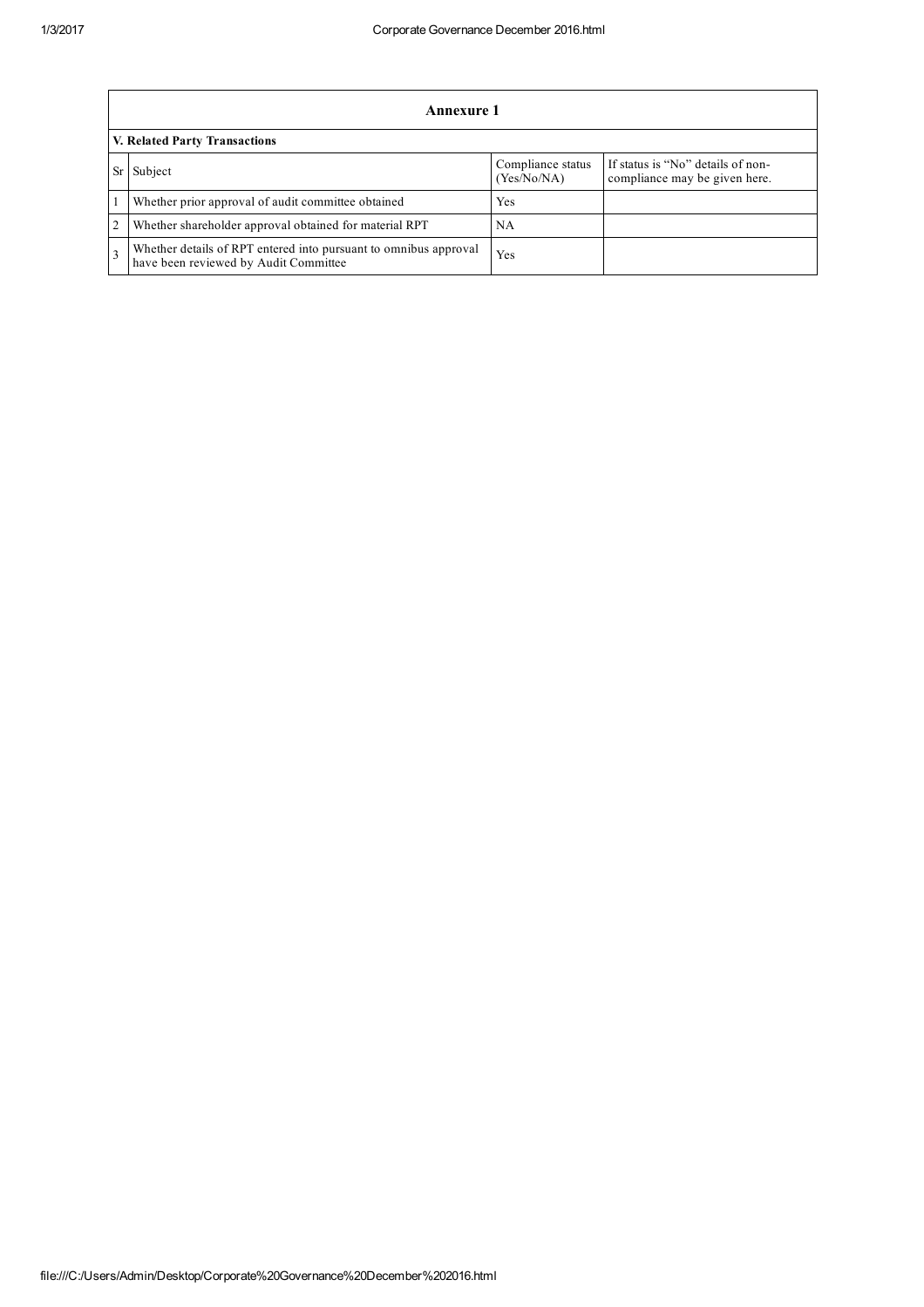## Annexure 1

### V. Related Party Transactions

| Sr | Subject | Compliance status (Yes/No/NA) | If status is "No" details of non-compliance may be given here. |
|---|---|---|---|
| 1 | Whether prior approval of audit committee obtained | Yes | |
| 2 | Whether shareholder approval obtained for material RPT | NA | |
| 3 | Whether details of RPT entered into pursuant to omnibus approval have been reviewed by Audit Committee | Yes | |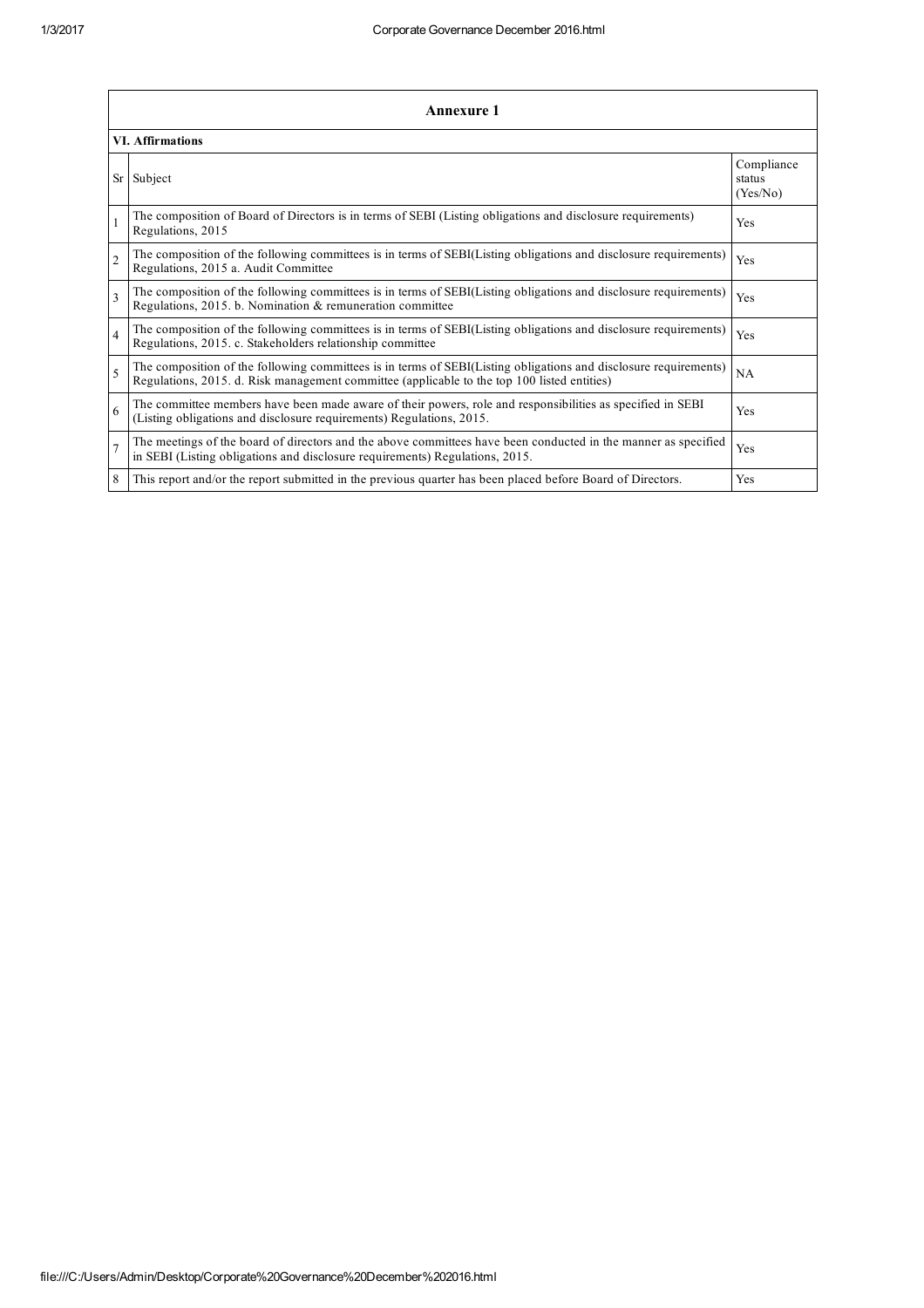## Annexure 1

### VI. Affirmations

| Sr | Subject | Compliance status (Yes/No) |
|---|---|---|
| 1 | The composition of Board of Directors is in terms of SEBI (Listing obligations and disclosure requirements) Regulations, 2015 | Yes |
| 2 | The composition of the following committees is in terms of SEBI(Listing obligations and disclosure requirements) Regulations, 2015 a. Audit Committee | Yes |
| 3 | The composition of the following committees is in terms of SEBI(Listing obligations and disclosure requirements) Regulations, 2015. b. Nomination & remuneration committee | Yes |
| 4 | The composition of the following committees is in terms of SEBI(Listing obligations and disclosure requirements) Regulations, 2015. c. Stakeholders relationship committee | Yes |
| 5 | The composition of the following committees is in terms of SEBI(Listing obligations and disclosure requirements) Regulations, 2015. d. Risk management committee (applicable to the top 100 listed entities) | NA |
| 6 | The committee members have been made aware of their powers, role and responsibilities as specified in SEBI (Listing obligations and disclosure requirements) Regulations, 2015. | Yes |
| 7 | The meetings of the board of directors and the above committees have been conducted in the manner as specified in SEBI (Listing obligations and disclosure requirements) Regulations, 2015. | Yes |
| 8 | This report and/or the report submitted in the previous quarter has been placed before Board of Directors. | Yes |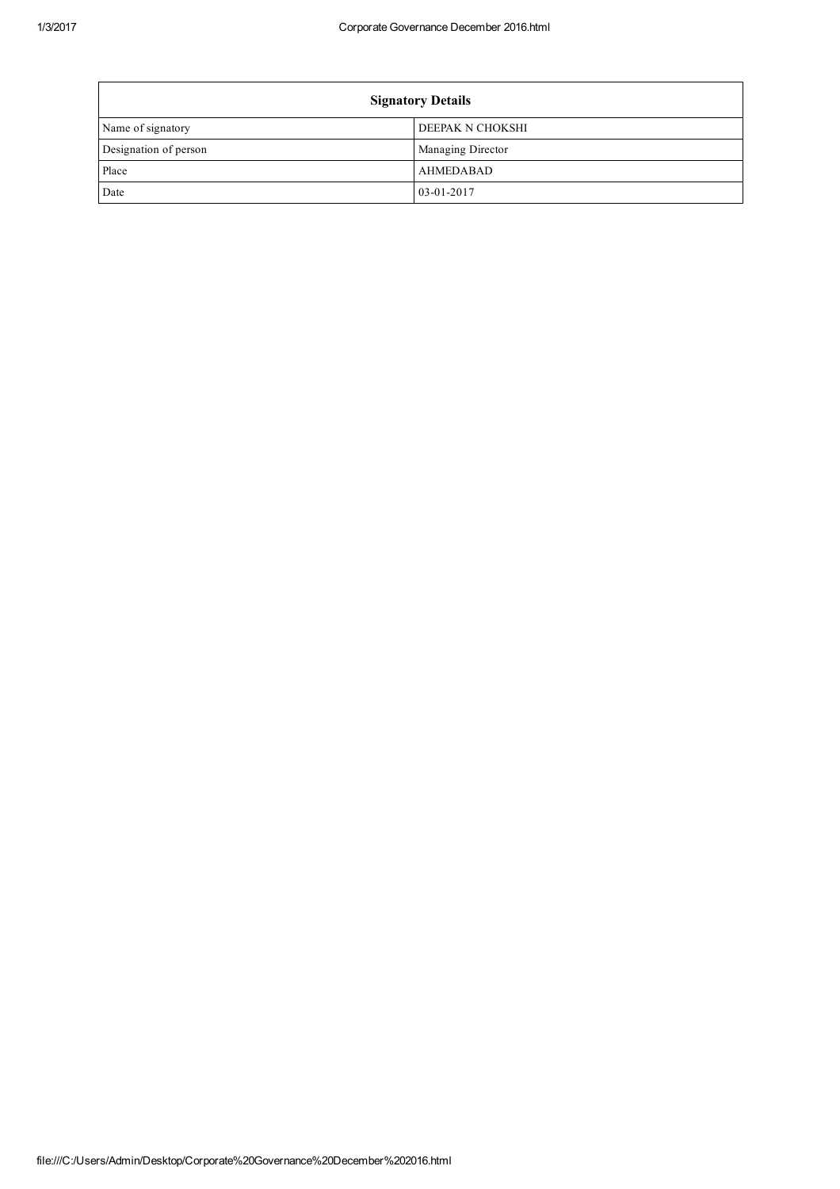| Signatory Details | |
|---|---|
| Name of signatory | DEEPAK N CHOKSHI |
| Designation of person | Managing Director |
| Place | AHMEDABAD |
| Date | 03-01-2017 |